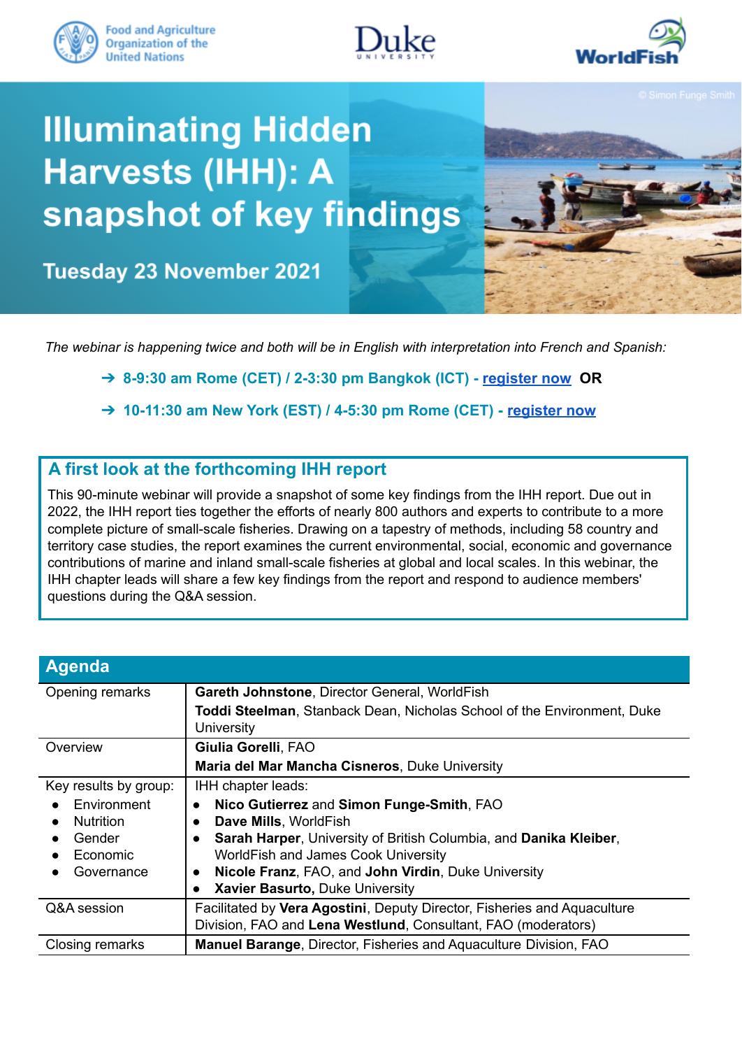Food and Agriculture Organization of the United Nations | Duke University | WorldFish

# Illuminating Hidden Harvests (IHH): A snapshot of key findings

**Tuesday 23 November 2021**

© Simon Funge Smith

*The webinar is happening twice and both will be in English with interpretation into French and Spanish:*

- ➔ **8-9:30 am Rome (CET) / 2-3:30 pm Bangkok (ICT) - register now OR**
- ➔ **10-11:30 am New York (EST) / 4-5:30 pm Rome (CET) - register now**

## A first look at the forthcoming IHH report

This 90-minute webinar will provide a snapshot of some key findings from the IHH report. Due out in 2022, the IHH report ties together the efforts of nearly 800 authors and experts to contribute to a more complete picture of small-scale fisheries. Drawing on a tapestry of methods, including 58 country and territory case studies, the report examines the current environmental, social, economic and governance contributions of marine and inland small-scale fisheries at global and local scales. In this webinar, the IHH chapter leads will share a few key findings from the report and respond to audience members' questions during the Q&A session.

## Agenda

| | |
|---|---|
| Opening remarks | **Gareth Johnstone**, Director General, WorldFish<br>**Toddi Steelman**, Stanback Dean, Nicholas School of the Environment, Duke University |
| Overview | **Giulia Gorelli**, FAO<br>**Maria del Mar Mancha Cisneros**, Duke University |
| Key results by group:<br>• Environment<br>• Nutrition<br>• Gender<br>• Economic<br>• Governance | IHH chapter leads:<br>• **Nico Gutierrez** and **Simon Funge-Smith**, FAO<br>• **Dave Mills**, WorldFish<br>• **Sarah Harper**, University of British Columbia, and **Danika Kleiber**, WorldFish and James Cook University<br>• **Nicole Franz**, FAO, and **John Virdin**, Duke University<br>• **Xavier Basurto,** Duke University |
| Q&A session | Facilitated by **Vera Agostini**, Deputy Director, Fisheries and Aquaculture Division, FAO and **Lena Westlund**, Consultant, FAO (moderators) |
| Closing remarks | **Manuel Barange**, Director, Fisheries and Aquaculture Division, FAO |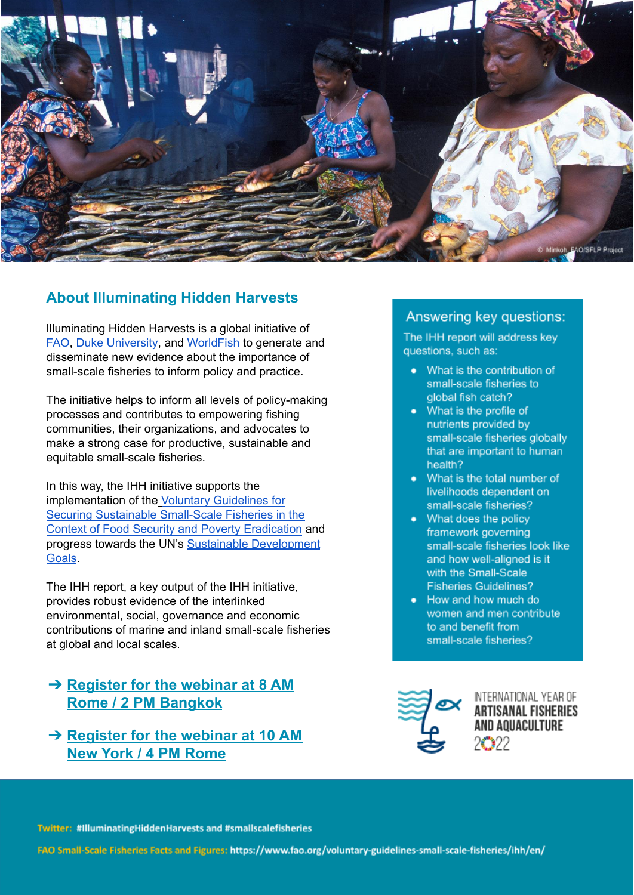## About Illuminating Hidden Harvests

Illuminating Hidden Harvests is a global initiative of FAO, Duke University, and WorldFish to generate and disseminate new evidence about the importance of small-scale fisheries to inform policy and practice.

The initiative helps to inform all levels of policy-making processes and contributes to empowering fishing communities, their organizations, and advocates to make a strong case for productive, sustainable and equitable small-scale fisheries.

In this way, the IHH initiative supports the implementation of the Voluntary Guidelines for Securing Sustainable Small-Scale Fisheries in the Context of Food Security and Poverty Eradication and progress towards the UN's Sustainable Development Goals.

The IHH report, a key output of the IHH initiative, provides robust evidence of the interlinked environmental, social, governance and economic contributions of marine and inland small-scale fisheries at global and local scales.

➔ **Register for the webinar at 8 AM Rome / 2 PM Bangkok**

➔ **Register for the webinar at 10 AM New York / 4 PM Rome**

### Answering key questions:

The IHH report will address key questions, such as:

- What is the contribution of small-scale fisheries to global fish catch?
- What is the profile of nutrients provided by small-scale fisheries globally that are important to human health?
- What is the total number of livelihoods dependent on small-scale fisheries?
- What does the policy framework governing small-scale fisheries look like and how well-aligned is it with the Small-Scale Fisheries Guidelines?
- How and how much do women and men contribute to and benefit from small-scale fisheries?

INTERNATIONAL YEAR OF ARTISANAL FISHERIES AND AQUACULTURE 2022

Twitter: #IlluminatingHiddenHarvests and #smallscalefisheries

FAO Small-Scale Fisheries Facts and Figures: https://www.fao.org/voluntary-guidelines-small-scale-fisheries/ihh/en/